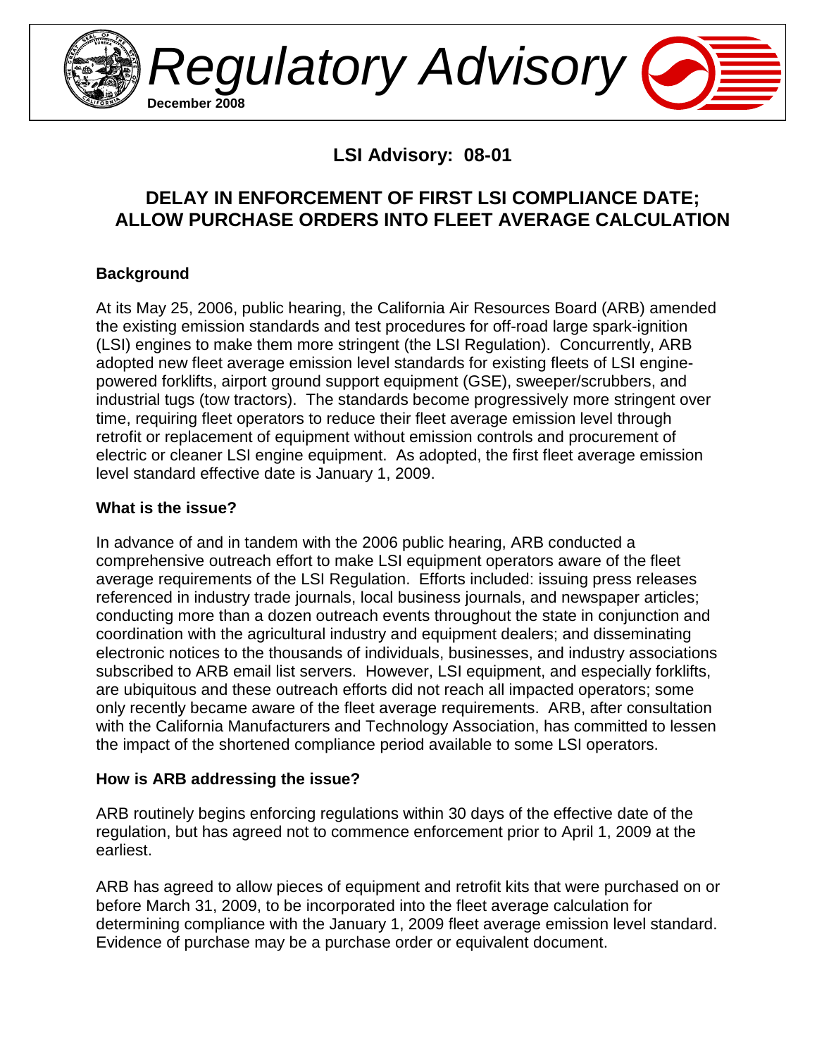# Regulatory Advisory

**December 2008**

## LSI Advisory: 08-01

## DELAY IN ENFORCEMENT OF FIRST LSI COMPLIANCE DATE; ALLOW PURCHASE ORDERS INTO FLEET AVERAGE CALCULATION

### Background

At its May 25, 2006, public hearing, the California Air Resources Board (ARB) amended the existing emission standards and test procedures for off-road large spark-ignition (LSI) engines to make them more stringent (the LSI Regulation). Concurrently, ARB adopted new fleet average emission level standards for existing fleets of LSI engine-powered forklifts, airport ground support equipment (GSE), sweeper/scrubbers, and industrial tugs (tow tractors). The standards become progressively more stringent over time, requiring fleet operators to reduce their fleet average emission level through retrofit or replacement of equipment without emission controls and procurement of electric or cleaner LSI engine equipment. As adopted, the first fleet average emission level standard effective date is January 1, 2009.

### What is the issue?

In advance of and in tandem with the 2006 public hearing, ARB conducted a comprehensive outreach effort to make LSI equipment operators aware of the fleet average requirements of the LSI Regulation. Efforts included: issuing press releases referenced in industry trade journals, local business journals, and newspaper articles; conducting more than a dozen outreach events throughout the state in conjunction and coordination with the agricultural industry and equipment dealers; and disseminating electronic notices to the thousands of individuals, businesses, and industry associations subscribed to ARB email list servers. However, LSI equipment, and especially forklifts, are ubiquitous and these outreach efforts did not reach all impacted operators; some only recently became aware of the fleet average requirements. ARB, after consultation with the California Manufacturers and Technology Association, has committed to lessen the impact of the shortened compliance period available to some LSI operators.

### How is ARB addressing the issue?

ARB routinely begins enforcing regulations within 30 days of the effective date of the regulation, but has agreed not to commence enforcement prior to April 1, 2009 at the earliest.

ARB has agreed to allow pieces of equipment and retrofit kits that were purchased on or before March 31, 2009, to be incorporated into the fleet average calculation for determining compliance with the January 1, 2009 fleet average emission level standard. Evidence of purchase may be a purchase order or equivalent document.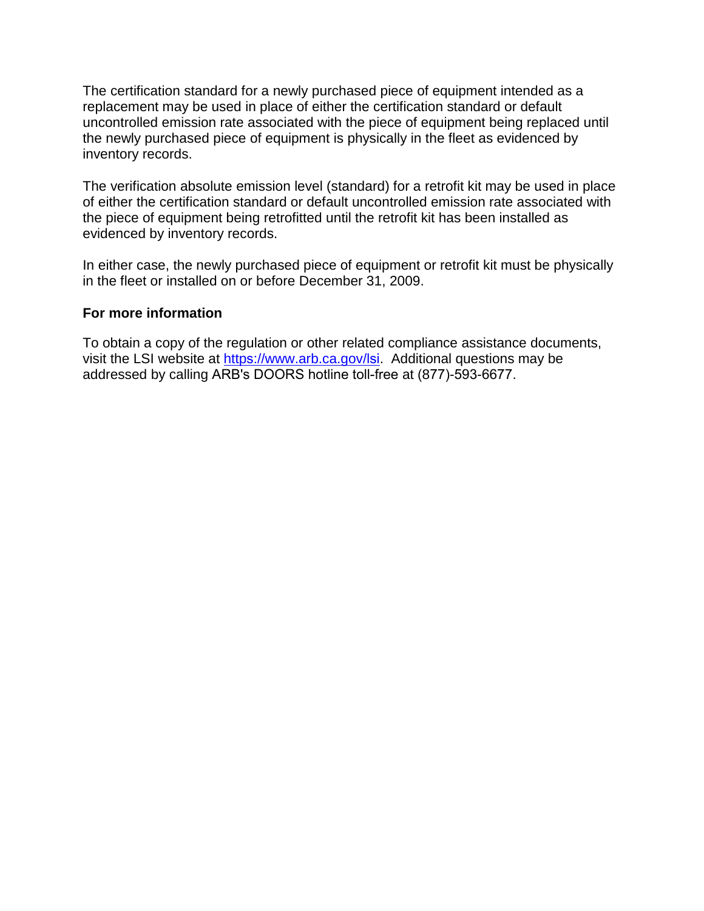The certification standard for a newly purchased piece of equipment intended as a replacement may be used in place of either the certification standard or default uncontrolled emission rate associated with the piece of equipment being replaced until the newly purchased piece of equipment is physically in the fleet as evidenced by inventory records.

The verification absolute emission level (standard) for a retrofit kit may be used in place of either the certification standard or default uncontrolled emission rate associated with the piece of equipment being retrofitted until the retrofit kit has been installed as evidenced by inventory records.

In either case, the newly purchased piece of equipment or retrofit kit must be physically in the fleet or installed on or before December 31, 2009.

**For more information**

To obtain a copy of the regulation or other related compliance assistance documents, visit the LSI website at [https://www.arb.ca.gov/lsi](https://www.arb.ca.gov/lsi). Additional questions may be addressed by calling ARB's DOORS hotline toll-free at (877)-593-6677.